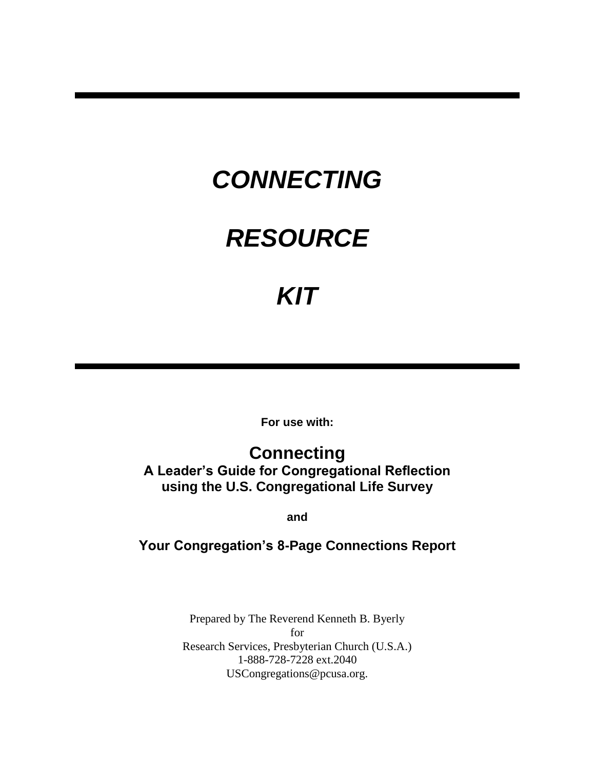---

# *CONNECTING*

# *RESOURCE*

# *KIT*

---

**For use with:**

**Connecting**
**A Leader's Guide for Congregational Reflection using the U.S. Congregational Life Survey**

**and**

**Your Congregation's 8-Page Connections Report**

Prepared by The Reverend Kenneth B. Byerly
for
Research Services, Presbyterian Church (U.S.A.)
1-888-728-7228 ext.2040
USCongregations@pcusa.org.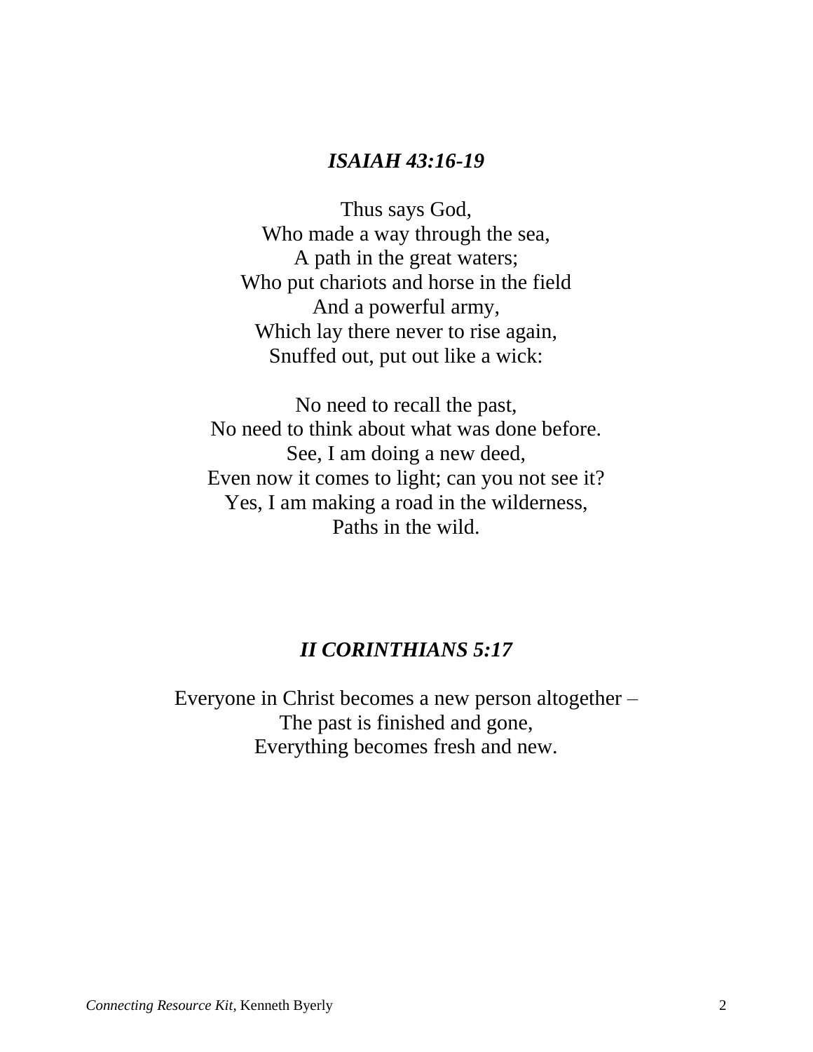## *ISAIAH 43:16-19*

Thus says God,  
Who made a way through the sea,  
A path in the great waters;  
Who put chariots and horse in the field  
And a powerful army,  
Which lay there never to rise again,  
Snuffed out, put out like a wick:

No need to recall the past,  
No need to think about what was done before.  
See, I am doing a new deed,  
Even now it comes to light; can you not see it?  
Yes, I am making a road in the wilderness,  
Paths in the wild.

## *II CORINTHIANS 5:17*

Everyone in Christ becomes a new person altogether –  
The past is finished and gone,  
Everything becomes fresh and new.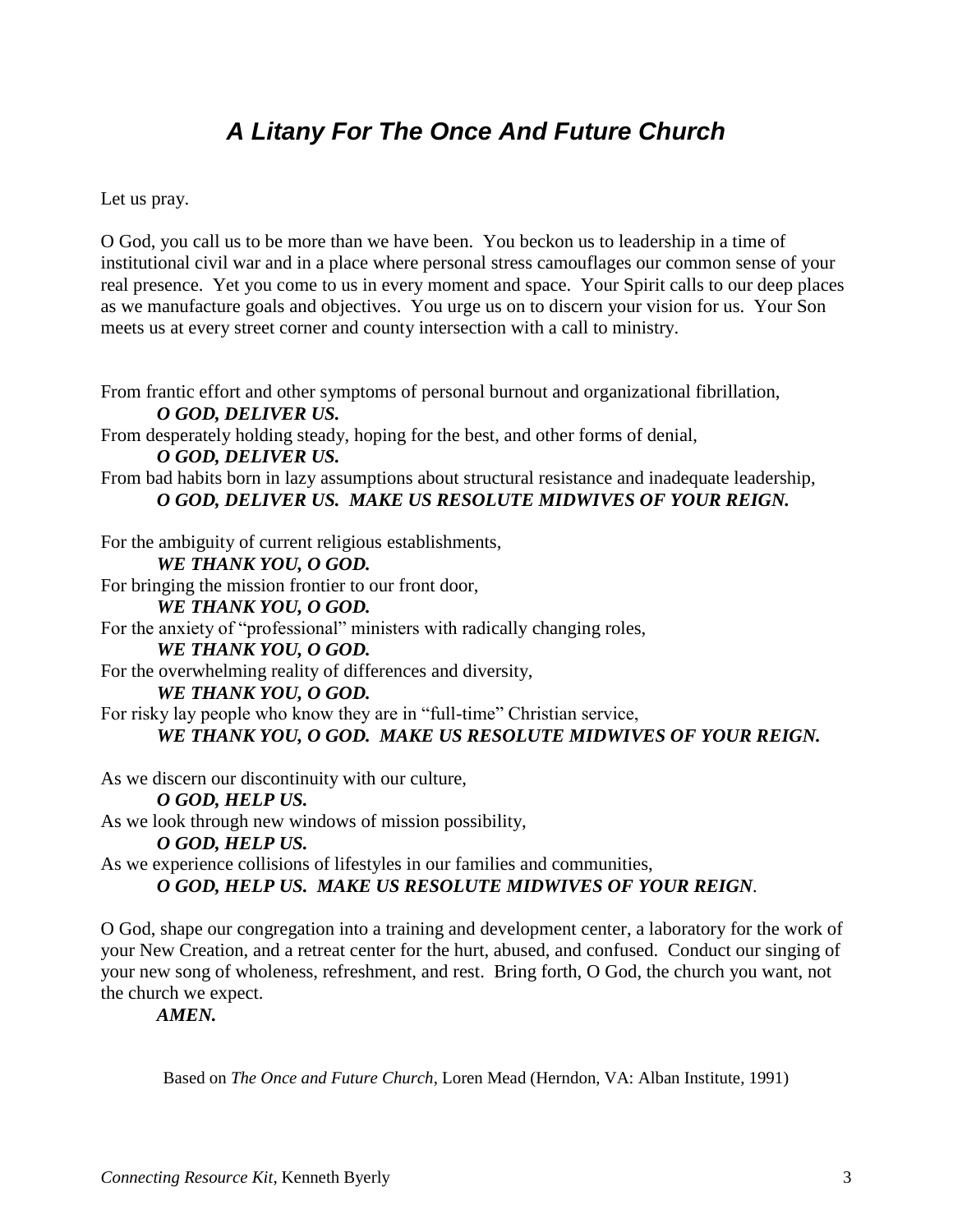# *A Litany For The Once And Future Church*

Let us pray.

O God, you call us to be more than we have been. You beckon us to leadership in a time of institutional civil war and in a place where personal stress camouflages our common sense of your real presence. Yet you come to us in every moment and space. Your Spirit calls to our deep places as we manufacture goals and objectives. You urge us on to discern your vision for us. Your Son meets us at every street corner and county intersection with a call to ministry.

From frantic effort and other symptoms of personal burnout and organizational fibrillation,
***O GOD, DELIVER US.***
From desperately holding steady, hoping for the best, and other forms of denial,
***O GOD, DELIVER US.***
From bad habits born in lazy assumptions about structural resistance and inadequate leadership,
***O GOD, DELIVER US. MAKE US RESOLUTE MIDWIVES OF YOUR REIGN.***

For the ambiguity of current religious establishments,
***WE THANK YOU, O GOD.***
For bringing the mission frontier to our front door,
***WE THANK YOU, O GOD.***
For the anxiety of "professional" ministers with radically changing roles,
***WE THANK YOU, O GOD.***
For the overwhelming reality of differences and diversity,
***WE THANK YOU, O GOD.***
For risky lay people who know they are in "full-time" Christian service,
***WE THANK YOU, O GOD. MAKE US RESOLUTE MIDWIVES OF YOUR REIGN.***

As we discern our discontinuity with our culture,
***O GOD, HELP US.***
As we look through new windows of mission possibility,
***O GOD, HELP US.***
As we experience collisions of lifestyles in our families and communities,
***O GOD, HELP US. MAKE US RESOLUTE MIDWIVES OF YOUR REIGN.***

O God, shape our congregation into a training and development center, a laboratory for the work of your New Creation, and a retreat center for the hurt, abused, and confused. Conduct our singing of your new song of wholeness, refreshment, and rest. Bring forth, O God, the church you want, not the church we expect.
***AMEN.***

Based on *The Once and Future Church*, Loren Mead (Herndon, VA: Alban Institute, 1991)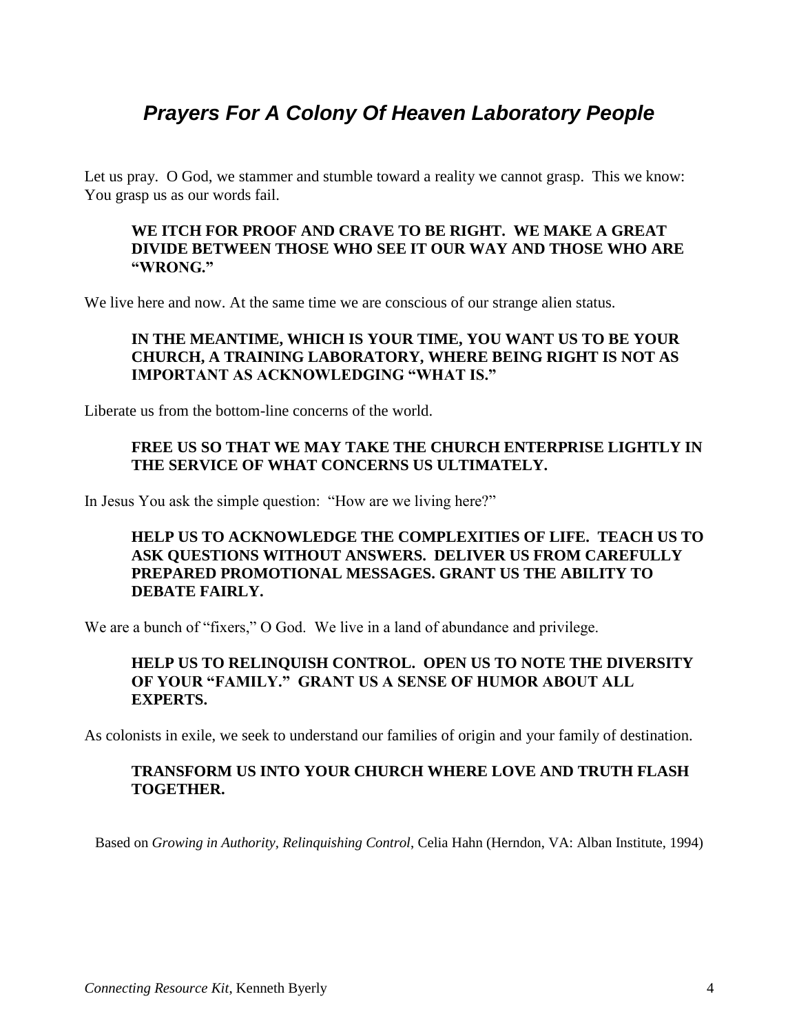# *Prayers For A Colony Of Heaven Laboratory People*

Let us pray. O God, we stammer and stumble toward a reality we cannot grasp. This we know: You grasp us as our words fail.

> **WE ITCH FOR PROOF AND CRAVE TO BE RIGHT. WE MAKE A GREAT DIVIDE BETWEEN THOSE WHO SEE IT OUR WAY AND THOSE WHO ARE "WRONG."**

We live here and now. At the same time we are conscious of our strange alien status.

> **IN THE MEANTIME, WHICH IS YOUR TIME, YOU WANT US TO BE YOUR CHURCH, A TRAINING LABORATORY, WHERE BEING RIGHT IS NOT AS IMPORTANT AS ACKNOWLEDGING "WHAT IS."**

Liberate us from the bottom-line concerns of the world.

> **FREE US SO THAT WE MAY TAKE THE CHURCH ENTERPRISE LIGHTLY IN THE SERVICE OF WHAT CONCERNS US ULTIMATELY.**

In Jesus You ask the simple question: "How are we living here?"

> **HELP US TO ACKNOWLEDGE THE COMPLEXITIES OF LIFE. TEACH US TO ASK QUESTIONS WITHOUT ANSWERS. DELIVER US FROM CAREFULLY PREPARED PROMOTIONAL MESSAGES. GRANT US THE ABILITY TO DEBATE FAIRLY.**

We are a bunch of "fixers," O God. We live in a land of abundance and privilege.

> **HELP US TO RELINQUISH CONTROL. OPEN US TO NOTE THE DIVERSITY OF YOUR "FAMILY." GRANT US A SENSE OF HUMOR ABOUT ALL EXPERTS.**

As colonists in exile, we seek to understand our families of origin and your family of destination.

> **TRANSFORM US INTO YOUR CHURCH WHERE LOVE AND TRUTH FLASH TOGETHER.**

Based on *Growing in Authority, Relinquishing Control*, Celia Hahn (Herndon, VA: Alban Institute, 1994)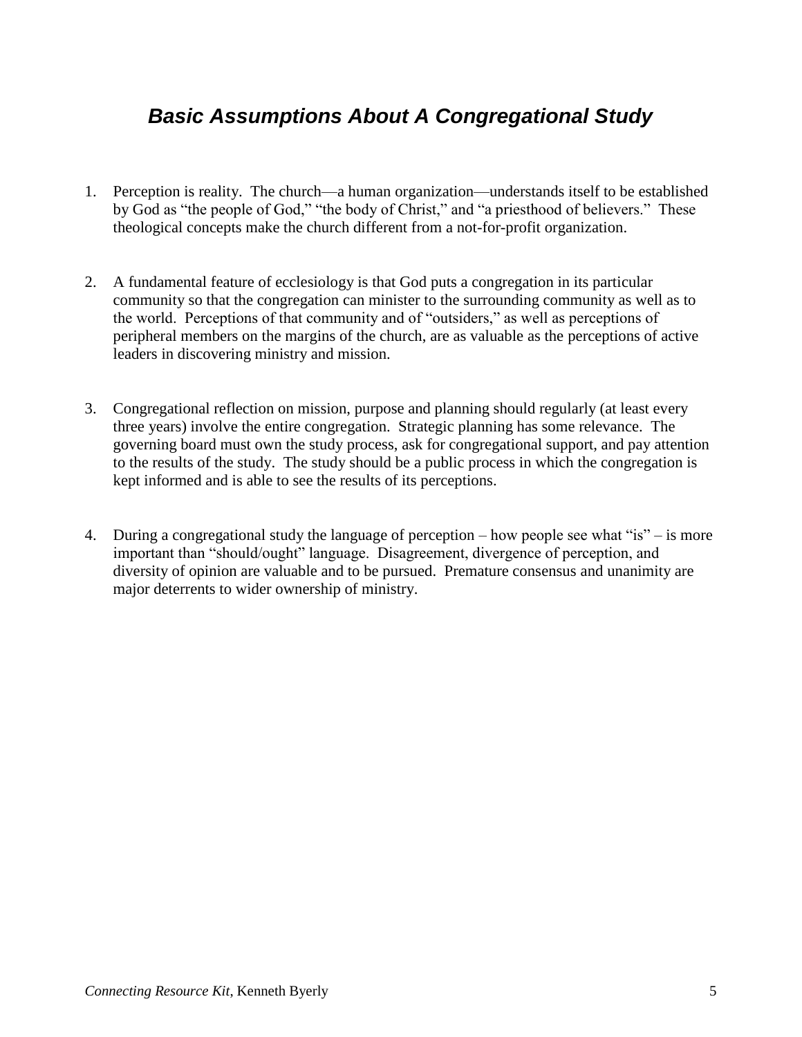# *Basic Assumptions About A Congregational Study*

1. Perception is reality. The church—a human organization—understands itself to be established by God as "the people of God," "the body of Christ," and "a priesthood of believers." These theological concepts make the church different from a not-for-profit organization.

2. A fundamental feature of ecclesiology is that God puts a congregation in its particular community so that the congregation can minister to the surrounding community as well as to the world. Perceptions of that community and of "outsiders," as well as perceptions of peripheral members on the margins of the church, are as valuable as the perceptions of active leaders in discovering ministry and mission.

3. Congregational reflection on mission, purpose and planning should regularly (at least every three years) involve the entire congregation. Strategic planning has some relevance. The governing board must own the study process, ask for congregational support, and pay attention to the results of the study. The study should be a public process in which the congregation is kept informed and is able to see the results of its perceptions.

4. During a congregational study the language of perception – how people see what "is" – is more important than "should/ought" language. Disagreement, divergence of perception, and diversity of opinion are valuable and to be pursued. Premature consensus and unanimity are major deterrents to wider ownership of ministry.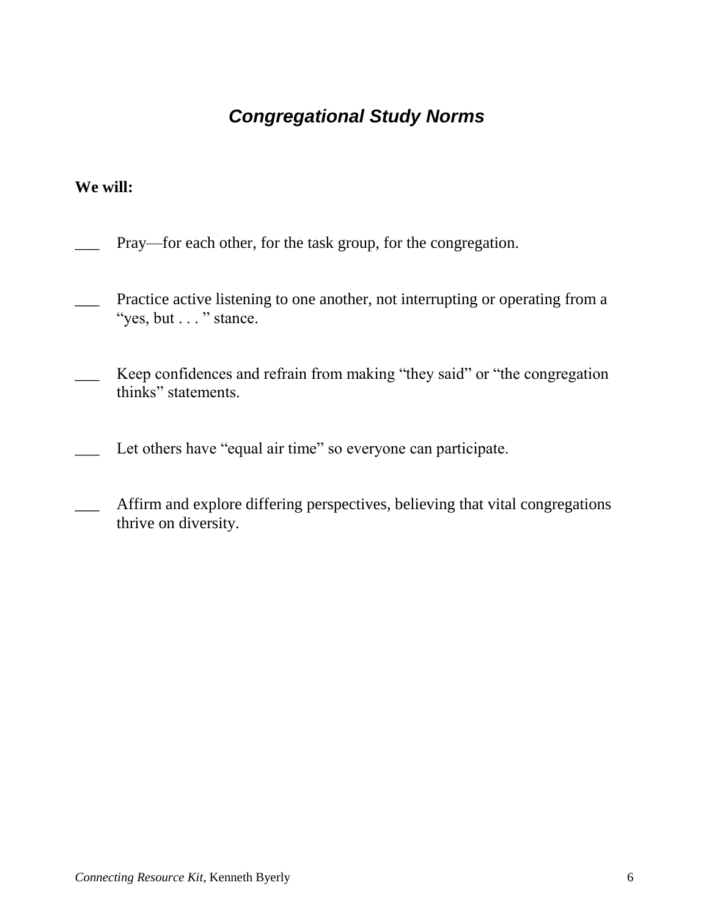# *Congregational Study Norms*

**We will:**

___ Pray—for each other, for the task group, for the congregation.

___ Practice active listening to one another, not interrupting or operating from a "yes, but . . . " stance.

___ Keep confidences and refrain from making "they said" or "the congregation thinks" statements.

___ Let others have "equal air time" so everyone can participate.

___ Affirm and explore differing perspectives, believing that vital congregations thrive on diversity.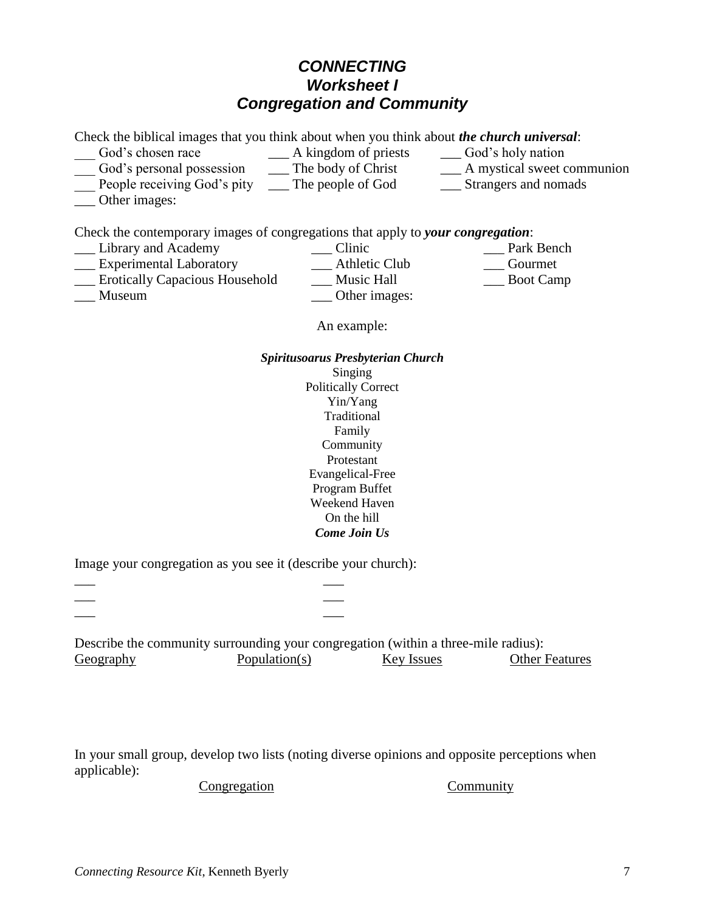# *CONNECTING*
## *Worksheet I*
## *Congregation and Community*

Check the biblical images that you think about when you think about ***the church universal***:

___ God's chosen race
___ A kingdom of priests
___ God's holy nation
___ God's personal possession
___ The body of Christ
___ A mystical sweet communion
___ People receiving God's pity
___ The people of God
___ Strangers and nomads
___ Other images:

Check the contemporary images of congregations that apply to ***your congregation***:

___ Library and Academy
___ Clinic
___ Park Bench
___ Experimental Laboratory
___ Athletic Club
___ Gourmet
___ Erotically Capacious Household
___ Music Hall
___ Boot Camp
___ Museum
___ Other images:

An example:

***Spiritusoarus Presbyterian Church***
Singing
Politically Correct
Yin/Yang
Traditional
Family
Community
Protestant
Evangelical-Free
Program Buffet
Weekend Haven
On the hill
***Come Join Us***

Image your congregation as you see it (describe your church):

___ ___
___ ___
___ ___

Describe the community surrounding your congregation (within a three-mile radius):

| Geography | Population(s) | Key Issues | Other Features |
|---|---|---|---|
| | | | |

In your small group, develop two lists (noting diverse opinions and opposite perceptions when applicable):

| Congregation | Community |
|---|---|
| | |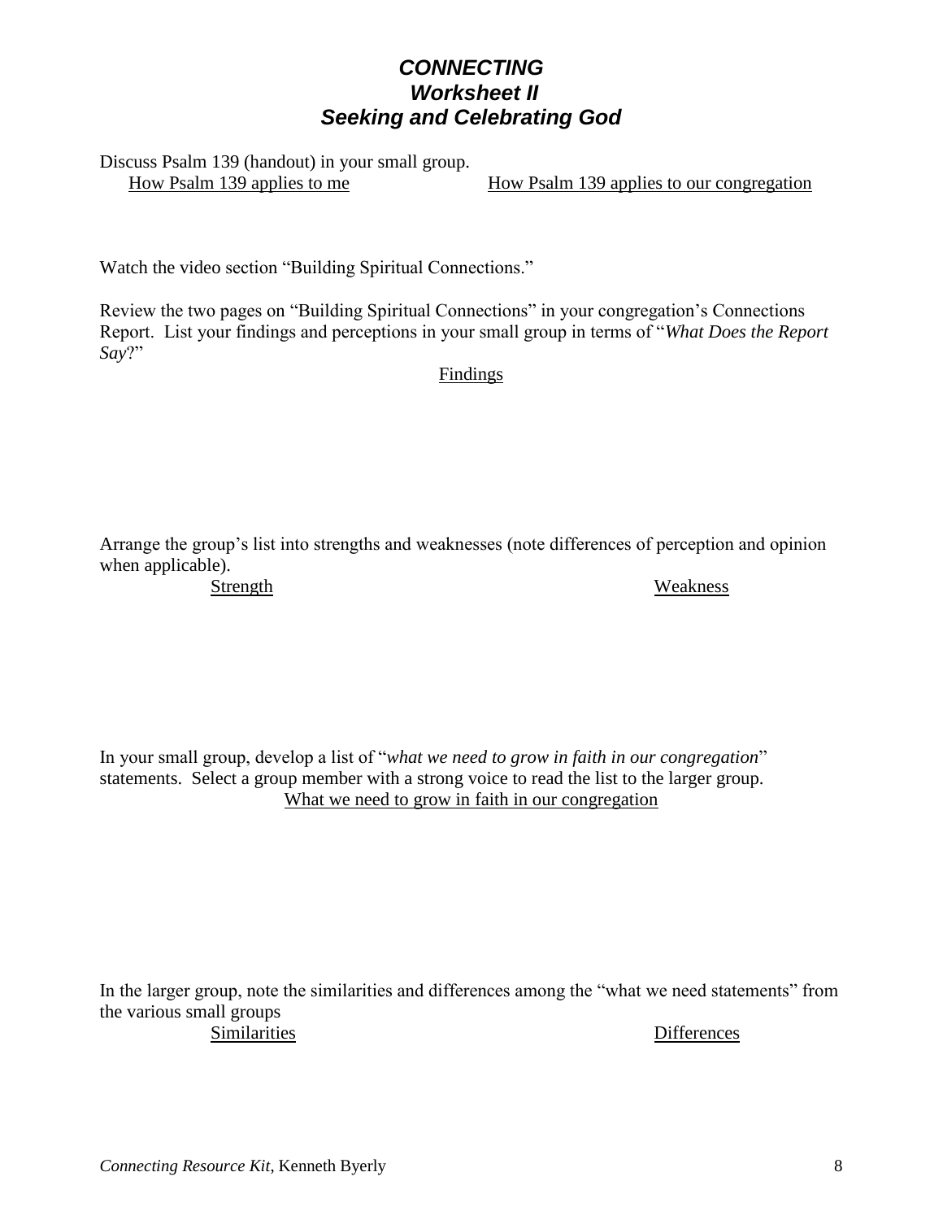# *CONNECTING*
## *Worksheet II*
## *Seeking and Celebrating God*

Discuss Psalm 139 (handout) in your small group.

| How Psalm 139 applies to me | How Psalm 139 applies to our congregation |
| --- | --- |
| | |

Watch the video section "Building Spiritual Connections."

Review the two pages on "Building Spiritual Connections" in your congregation's Connections Report. List your findings and perceptions in your small group in terms of "*What Does the Report Say*?"

Findings

Arrange the group's list into strengths and weaknesses (note differences of perception and opinion when applicable).

| Strength | Weakness |
| --- | --- |
| | |

In your small group, develop a list of "*what we need to grow in faith in our congregation*" statements. Select a group member with a strong voice to read the list to the larger group.

What we need to grow in faith in our congregation

In the larger group, note the similarities and differences among the "what we need statements" from the various small groups

| Similarities | Differences |
| --- | --- |
| | |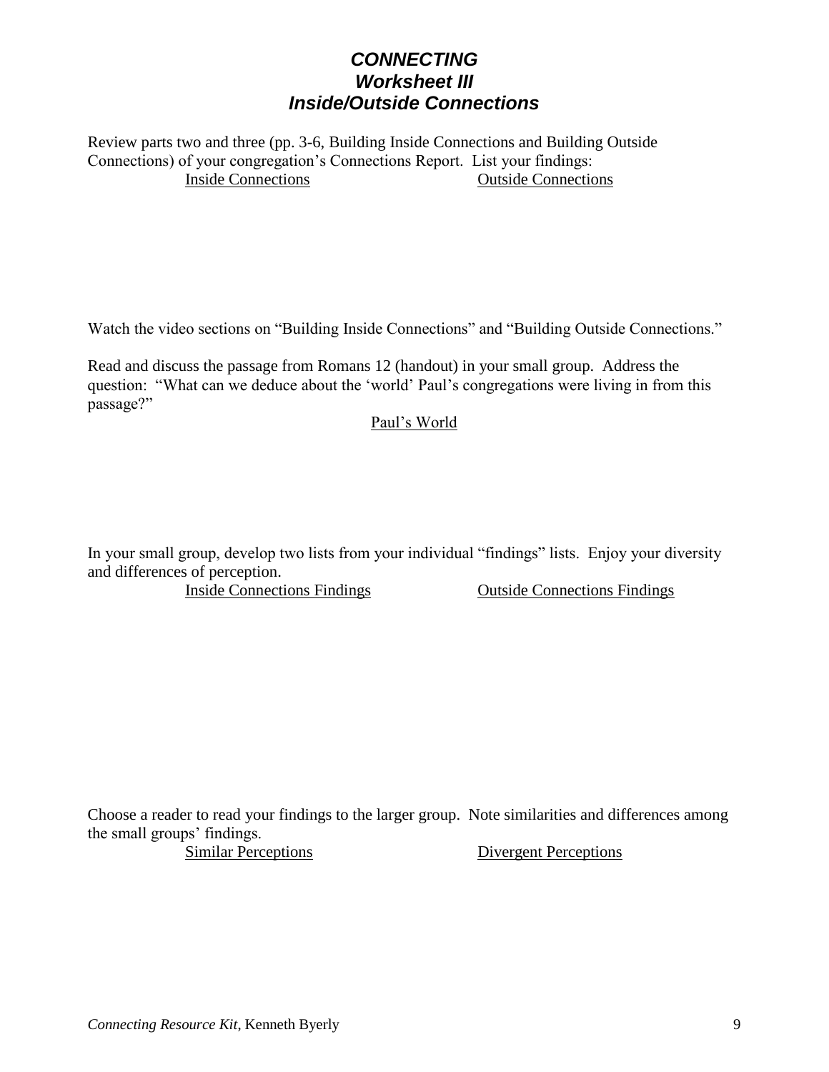# ***CONNECTING***
## ***Worksheet III***
## ***Inside/Outside Connections***

Review parts two and three (pp. 3-6, Building Inside Connections and Building Outside Connections) of your congregation's Connections Report. List your findings:

<u>Inside Connections</u> <u>Outside Connections</u>

Watch the video sections on "Building Inside Connections" and "Building Outside Connections."

Read and discuss the passage from Romans 12 (handout) in your small group. Address the question: "What can we deduce about the 'world' Paul's congregations were living in from this passage?"

<u>Paul's World</u>

In your small group, develop two lists from your individual "findings" lists. Enjoy your diversity and differences of perception.

<u>Inside Connections Findings</u> <u>Outside Connections Findings</u>

Choose a reader to read your findings to the larger group. Note similarities and differences among the small groups' findings.

<u>Similar Perceptions</u> <u>Divergent Perceptions</u>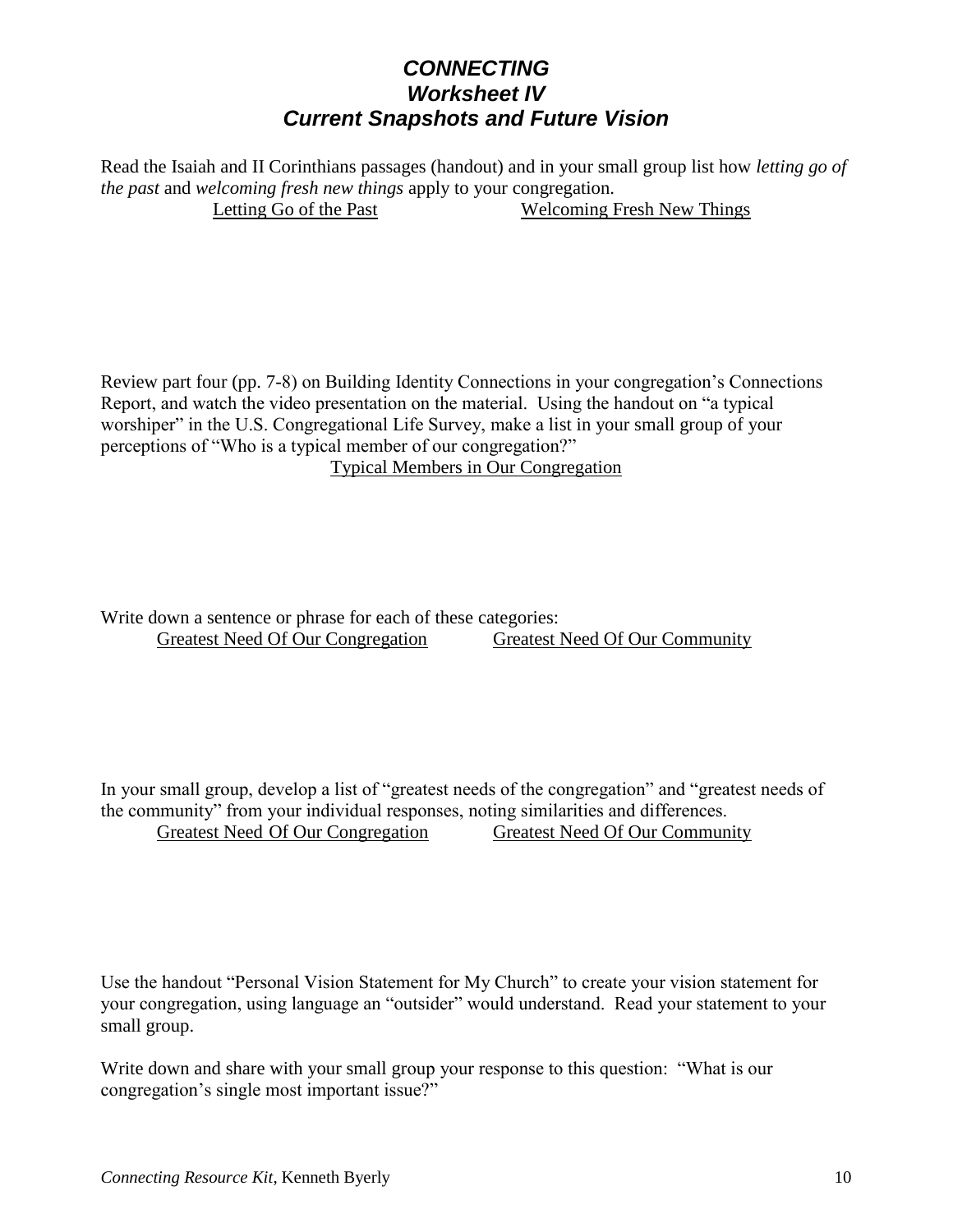# *CONNECTING*
## *Worksheet IV*
## *Current Snapshots and Future Vision*

Read the Isaiah and II Corinthians passages (handout) and in your small group list how *letting go of the past* and *welcoming fresh new things* apply to your congregation.

| Letting Go of the Past | Welcoming Fresh New Things |
|---|---|
| | |

Review part four (pp. 7-8) on Building Identity Connections in your congregation's Connections Report, and watch the video presentation on the material. Using the handout on "a typical worshiper" in the U.S. Congregational Life Survey, make a list in your small group of your perceptions of "Who is a typical member of our congregation?"

Typical Members in Our Congregation

Write down a sentence or phrase for each of these categories:

| Greatest Need Of Our Congregation | Greatest Need Of Our Community |
|---|---|
| | |

In your small group, develop a list of "greatest needs of the congregation" and "greatest needs of the community" from your individual responses, noting similarities and differences.

| Greatest Need Of Our Congregation | Greatest Need Of Our Community |
|---|---|
| | |

Use the handout "Personal Vision Statement for My Church" to create your vision statement for your congregation, using language an "outsider" would understand. Read your statement to your small group.

Write down and share with your small group your response to this question: "What is our congregation's single most important issue?"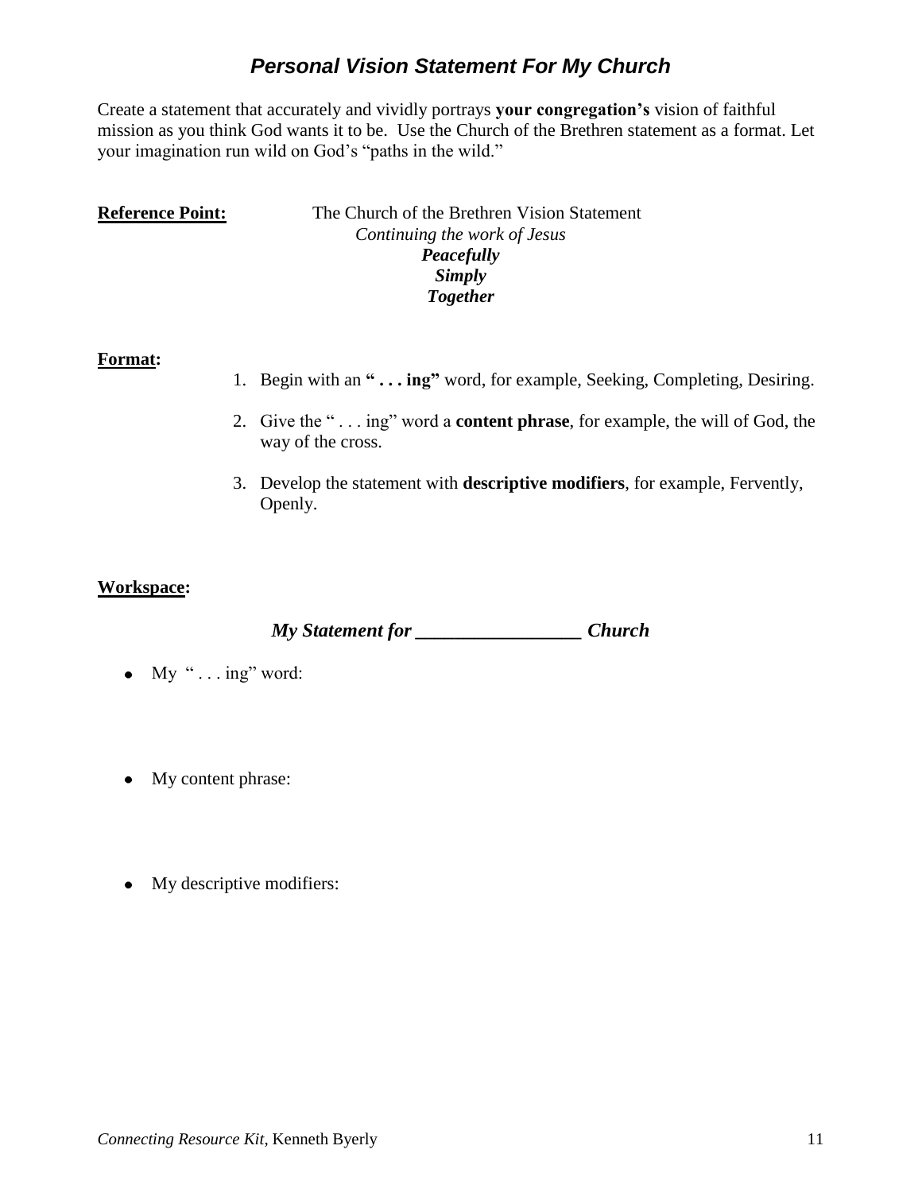## ***Personal Vision Statement For My Church***

Create a statement that accurately and vividly portrays **your congregation's** vision of faithful mission as you think God wants it to be. Use the Church of the Brethren statement as a format. Let your imagination run wild on God's "paths in the wild."

**Reference Point:** The Church of the Brethren Vision Statement

*Continuing the work of Jesus*
***Peacefully***
***Simply***
***Together***

**Format:**

1. Begin with an **" . . . ing"** word, for example, Seeking, Completing, Desiring.
2. Give the " . . . ing" word a **content phrase**, for example, the will of God, the way of the cross.
3. Develop the statement with **descriptive modifiers**, for example, Fervently, Openly.

**Workspace:**

***My Statement for __________________ Church***

- My " . . . ing" word:
- My content phrase:
- My descriptive modifiers: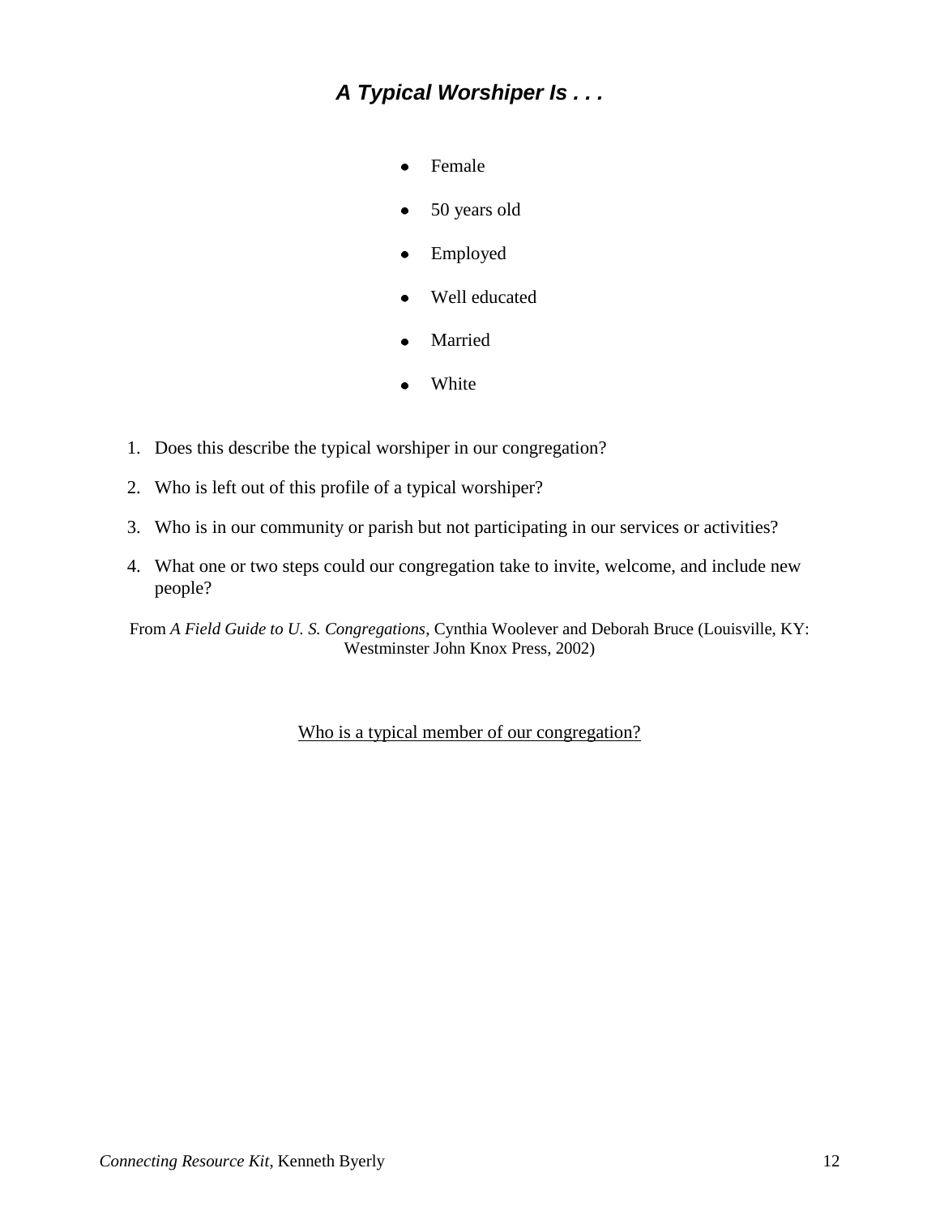## *A Typical Worshiper Is . . .*

- Female
- 50 years old
- Employed
- Well educated
- Married
- White

1. Does this describe the typical worshiper in our congregation?
2. Who is left out of this profile of a typical worshiper?
3. Who is in our community or parish but not participating in our services or activities?
4. What one or two steps could our congregation take to invite, welcome, and include new people?

From *A Field Guide to U. S. Congregations*, Cynthia Woolever and Deborah Bruce (Louisville, KY: Westminster John Knox Press, 2002)

<u>Who is a typical member of our congregation?</u>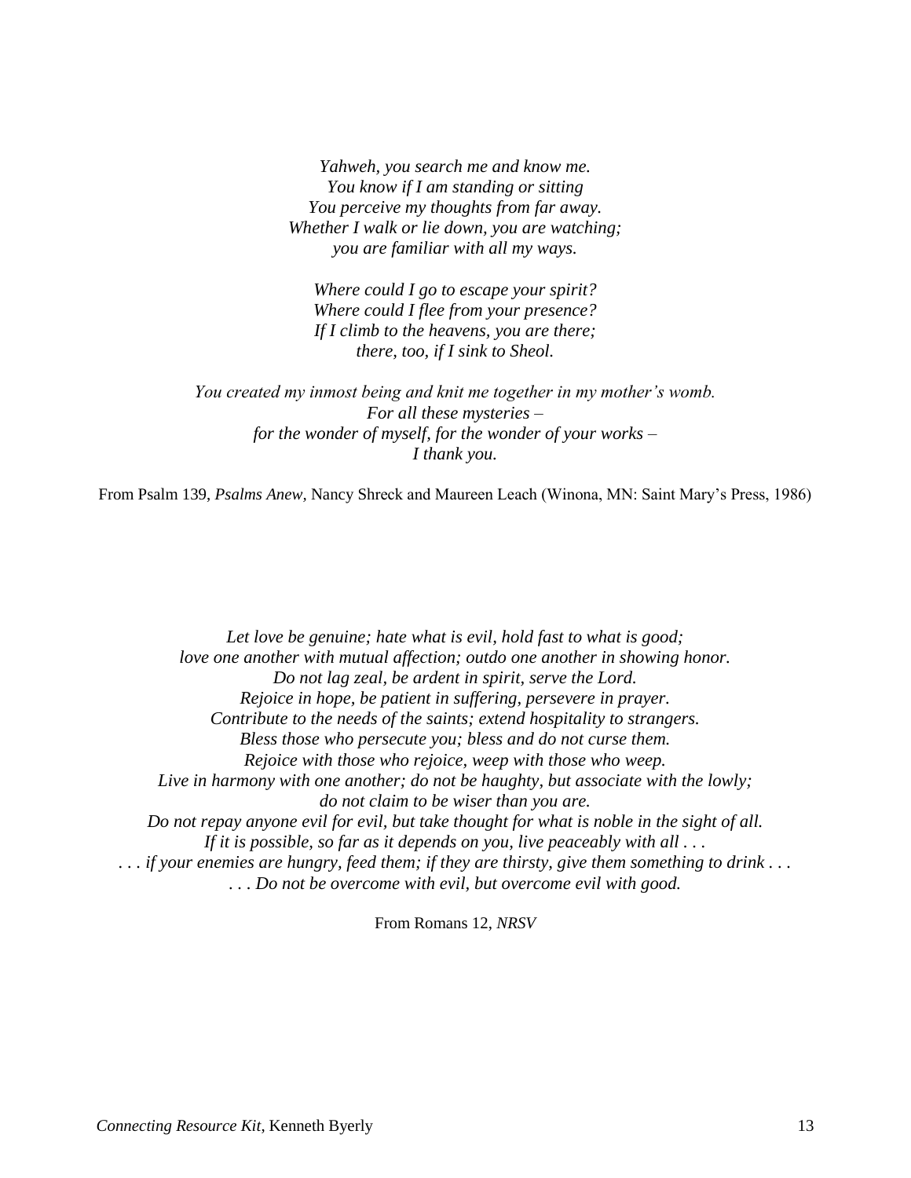*Yahweh, you search me and know me.*
*You know if I am standing or sitting*
*You perceive my thoughts from far away.*
*Whether I walk or lie down, you are watching;*
*you are familiar with all my ways.*

*Where could I go to escape your spirit?*
*Where could I flee from your presence?*
*If I climb to the heavens, you are there;*
*there, too, if I sink to Sheol.*

*You created my inmost being and knit me together in my mother's womb.*
*For all these mysteries –*
*for the wonder of myself, for the wonder of your works –*
*I thank you.*

From Psalm 139, *Psalms Anew,* Nancy Shreck and Maureen Leach (Winona, MN: Saint Mary's Press, 1986)

*Let love be genuine; hate what is evil, hold fast to what is good;*
*love one another with mutual affection; outdo one another in showing honor.*
*Do not lag zeal, be ardent in spirit, serve the Lord.*
*Rejoice in hope, be patient in suffering, persevere in prayer.*
*Contribute to the needs of the saints; extend hospitality to strangers.*
*Bless those who persecute you; bless and do not curse them.*
*Rejoice with those who rejoice, weep with those who weep.*
*Live in harmony with one another; do not be haughty, but associate with the lowly;*
*do not claim to be wiser than you are.*
*Do not repay anyone evil for evil, but take thought for what is noble in the sight of all.*
*If it is possible, so far as it depends on you, live peaceably with all . . .*
*. . . if your enemies are hungry, feed them; if they are thirsty, give them something to drink . . .*
*. . . Do not be overcome with evil, but overcome evil with good.*

From Romans 12, *NRSV*